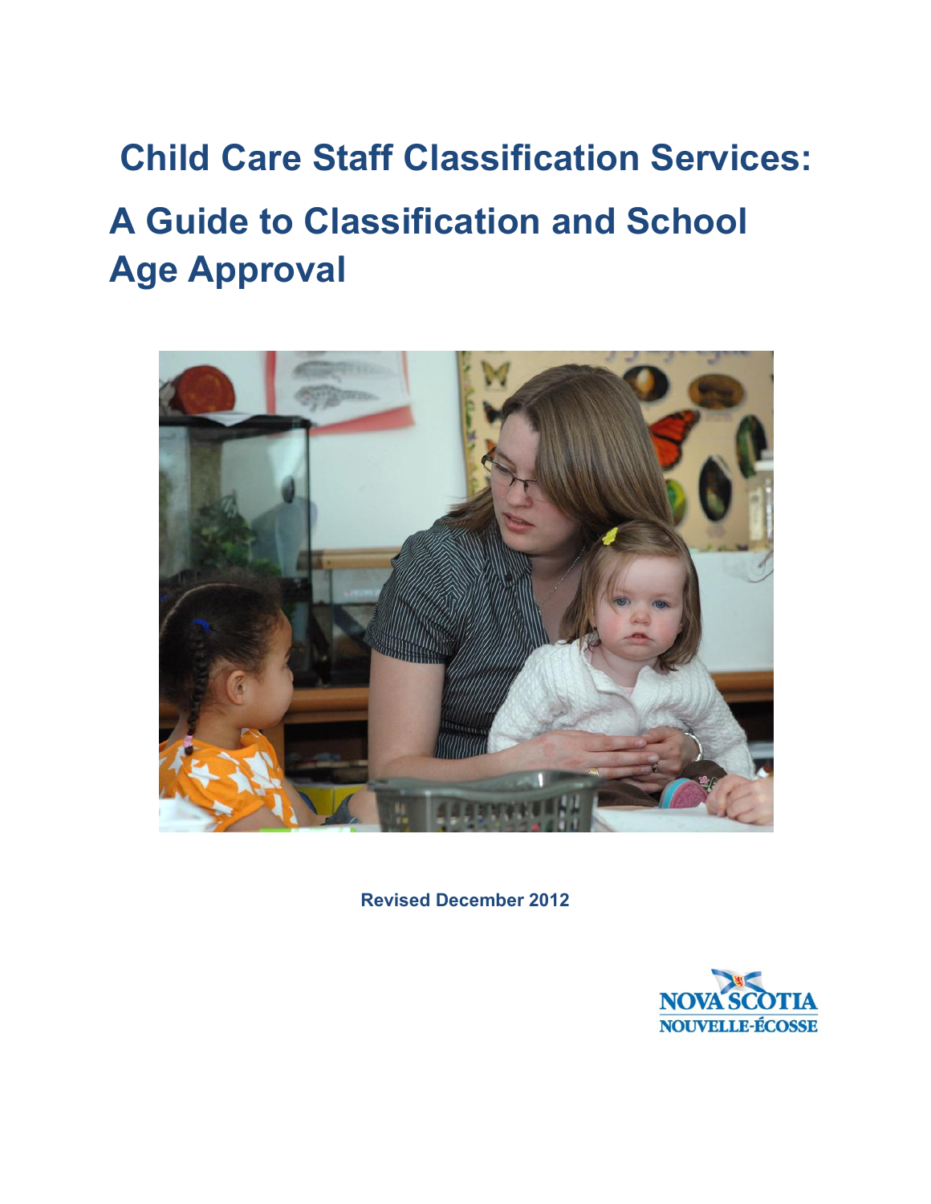# Child Care Staff Classification Services:

# A Guide to Classification and School Age Approval

**Revised December 2012**

NOVA SCOTIA
NOUVELLE-ÉCOSSE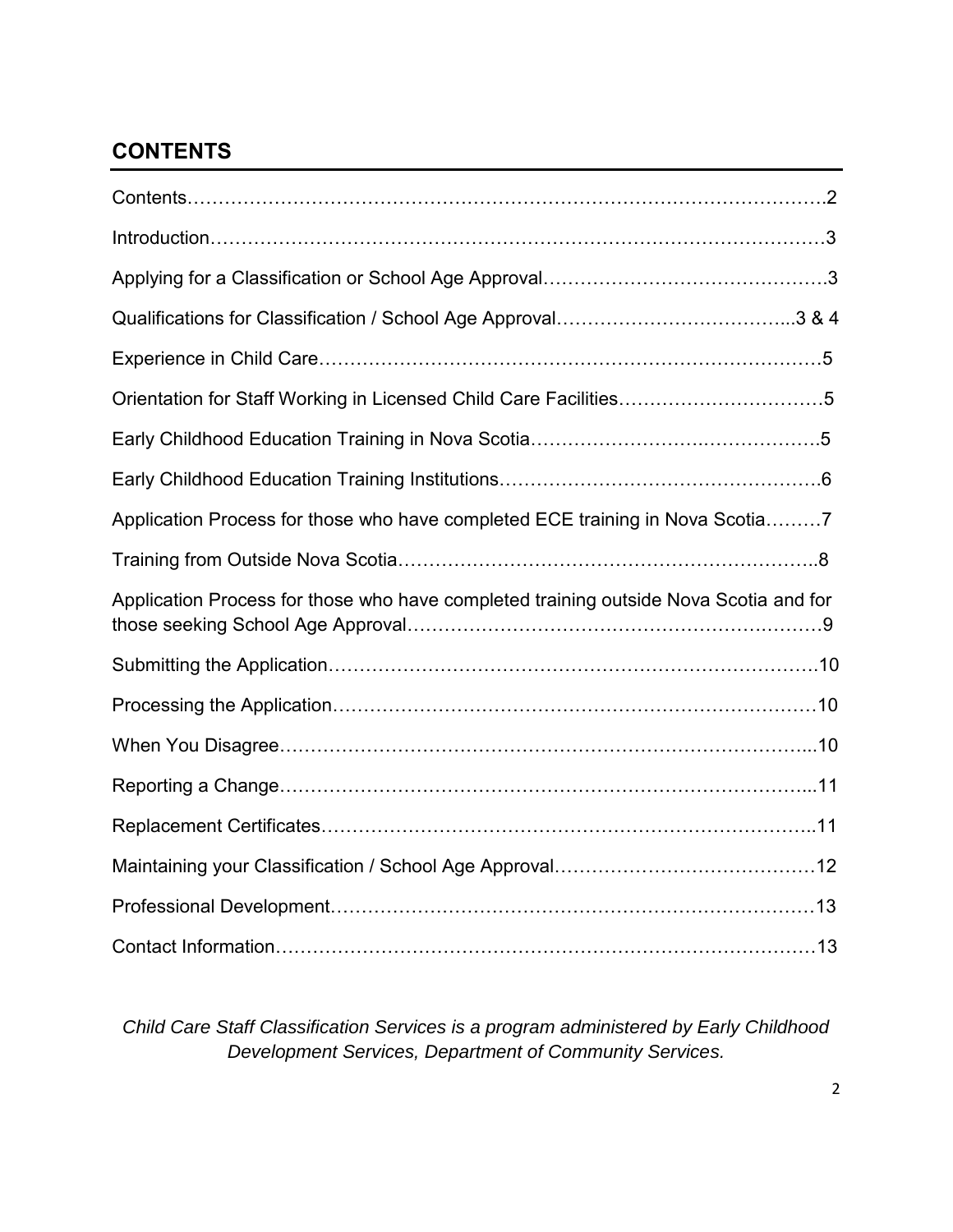## CONTENTS

| | |
|---|---|
| Contents | 2 |
| Introduction | 3 |
| Applying for a Classification or School Age Approval | 3 |
| Qualifications for Classification / School Age Approval | 3 & 4 |
| Experience in Child Care | 5 |
| Orientation for Staff Working in Licensed Child Care Facilities | 5 |
| Early Childhood Education Training in Nova Scotia | 5 |
| Early Childhood Education Training Institutions | 6 |
| Application Process for those who have completed ECE training in Nova Scotia | 7 |
| Training from Outside Nova Scotia | 8 |
| Application Process for those who have completed training outside Nova Scotia and for those seeking School Age Approval | 9 |
| Submitting the Application | 10 |
| Processing the Application | 10 |
| When You Disagree | 10 |
| Reporting a Change | 11 |
| Replacement Certificates | 11 |
| Maintaining your Classification / School Age Approval | 12 |
| Professional Development | 13 |
| Contact Information | 13 |

*Child Care Staff Classification Services is a program administered by Early Childhood Development Services, Department of Community Services.*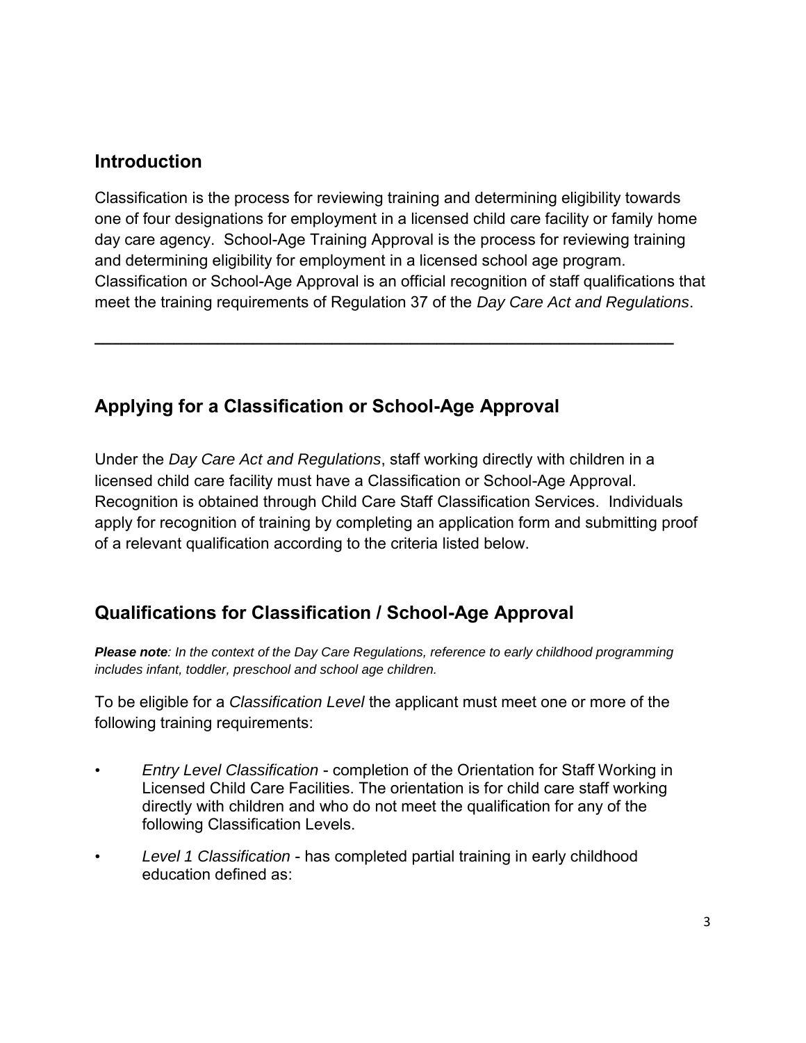## Introduction

Classification is the process for reviewing training and determining eligibility towards one of four designations for employment in a licensed child care facility or family home day care agency. School-Age Training Approval is the process for reviewing training and determining eligibility for employment in a licensed school age program. Classification or School-Age Approval is an official recognition of staff qualifications that meet the training requirements of Regulation 37 of the *Day Care Act and Regulations*.

---

## Applying for a Classification or School-Age Approval

Under the *Day Care Act and Regulations*, staff working directly with children in a licensed child care facility must have a Classification or School-Age Approval. Recognition is obtained through Child Care Staff Classification Services. Individuals apply for recognition of training by completing an application form and submitting proof of a relevant qualification according to the criteria listed below.

## Qualifications for Classification / School-Age Approval

***Please note****: In the context of the Day Care Regulations, reference to early childhood programming includes infant, toddler, preschool and school age children.*

To be eligible for a *Classification Level* the applicant must meet one or more of the following training requirements:

- *Entry Level Classification* - completion of the Orientation for Staff Working in Licensed Child Care Facilities. The orientation is for child care staff working directly with children and who do not meet the qualification for any of the following Classification Levels.
- *Level 1 Classification* - has completed partial training in early childhood education defined as: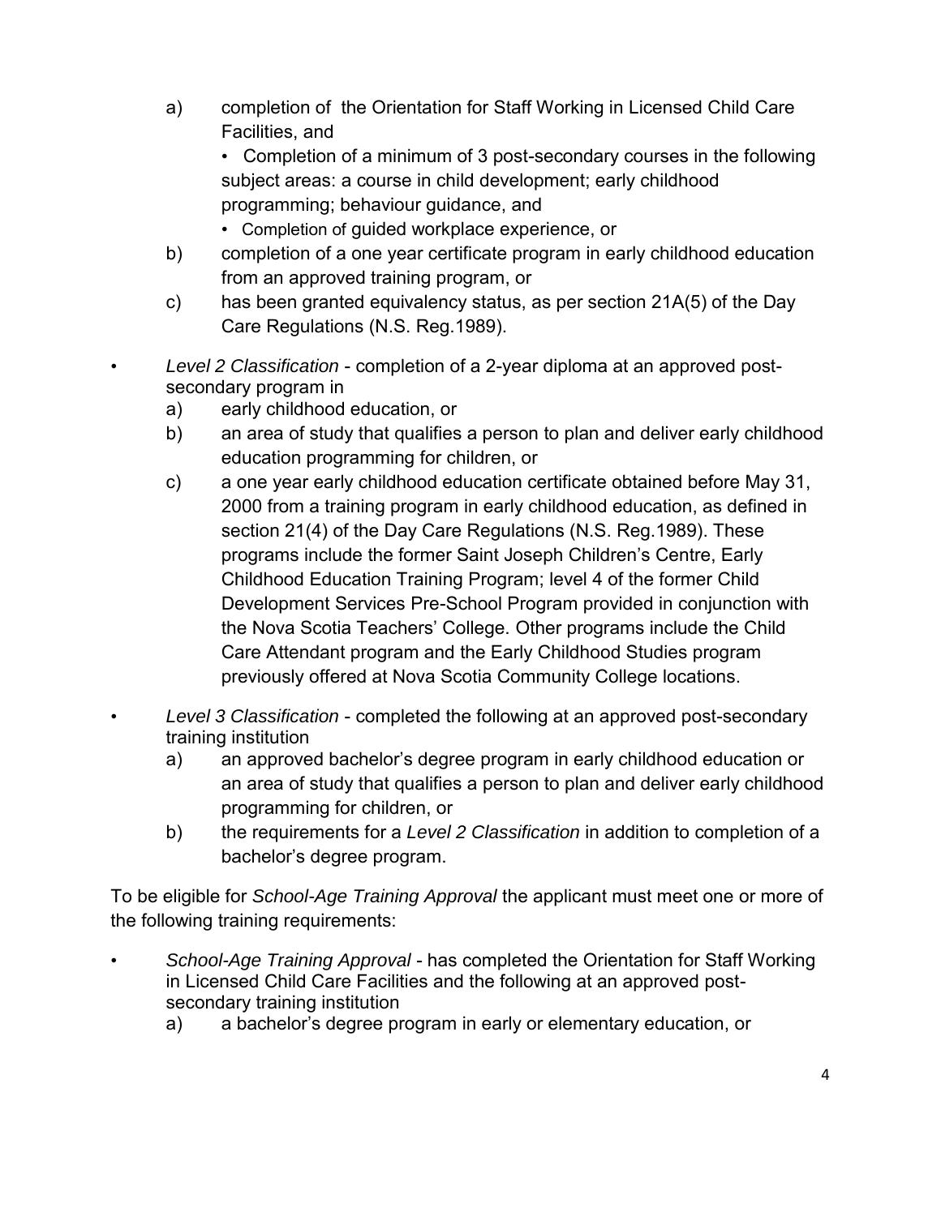a) completion of the Orientation for Staff Working in Licensed Child Care Facilities, and
   - Completion of a minimum of 3 post-secondary courses in the following subject areas: a course in child development; early childhood programming; behaviour guidance, and
   - Completion of guided workplace experience, or

b) completion of a one year certificate program in early childhood education from an approved training program, or

c) has been granted equivalency status, as per section 21A(5) of the Day Care Regulations (N.S. Reg.1989).

- *Level 2 Classification* - completion of a 2-year diploma at an approved post-secondary program in
  a) early childhood education, or
  b) an area of study that qualifies a person to plan and deliver early childhood education programming for children, or
  c) a one year early childhood education certificate obtained before May 31, 2000 from a training program in early childhood education, as defined in section 21(4) of the Day Care Regulations (N.S. Reg.1989). These programs include the former Saint Joseph Children's Centre, Early Childhood Education Training Program; level 4 of the former Child Development Services Pre-School Program provided in conjunction with the Nova Scotia Teachers' College. Other programs include the Child Care Attendant program and the Early Childhood Studies program previously offered at Nova Scotia Community College locations.

- *Level 3 Classification* - completed the following at an approved post-secondary training institution
  a) an approved bachelor's degree program in early childhood education or an area of study that qualifies a person to plan and deliver early childhood programming for children, or
  b) the requirements for a *Level 2 Classification* in addition to completion of a bachelor's degree program.

To be eligible for *School-Age Training Approval* the applicant must meet one or more of the following training requirements:

- *School-Age Training Approval* - has completed the Orientation for Staff Working in Licensed Child Care Facilities and the following at an approved post-secondary training institution
  a) a bachelor's degree program in early or elementary education, or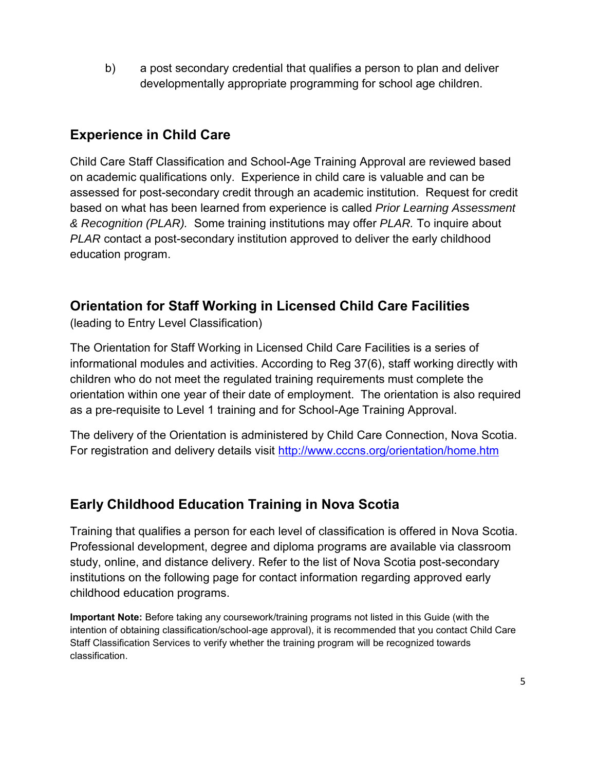b) a post secondary credential that qualifies a person to plan and deliver developmentally appropriate programming for school age children.

## Experience in Child Care

Child Care Staff Classification and School-Age Training Approval are reviewed based on academic qualifications only. Experience in child care is valuable and can be assessed for post-secondary credit through an academic institution. Request for credit based on what has been learned from experience is called *Prior Learning Assessment & Recognition (PLAR).* Some training institutions may offer *PLAR.* To inquire about *PLAR* contact a post-secondary institution approved to deliver the early childhood education program.

## Orientation for Staff Working in Licensed Child Care Facilities

(leading to Entry Level Classification)

The Orientation for Staff Working in Licensed Child Care Facilities is a series of informational modules and activities. According to Reg 37(6), staff working directly with children who do not meet the regulated training requirements must complete the orientation within one year of their date of employment. The orientation is also required as a pre-requisite to Level 1 training and for School-Age Training Approval.

The delivery of the Orientation is administered by Child Care Connection, Nova Scotia. For registration and delivery details visit [http://www.cccns.org/orientation/home.htm](http://www.cccns.org/orientation/home.htm)

## Early Childhood Education Training in Nova Scotia

Training that qualifies a person for each level of classification is offered in Nova Scotia. Professional development, degree and diploma programs are available via classroom study, online, and distance delivery. Refer to the list of Nova Scotia post-secondary institutions on the following page for contact information regarding approved early childhood education programs.

**Important Note:** Before taking any coursework/training programs not listed in this Guide (with the intention of obtaining classification/school-age approval), it is recommended that you contact Child Care Staff Classification Services to verify whether the training program will be recognized towards classification.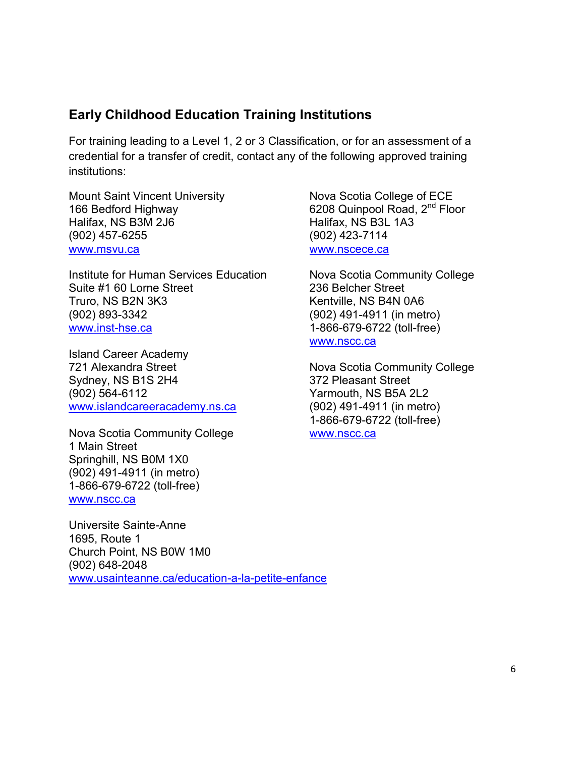## Early Childhood Education Training Institutions

For training leading to a Level 1, 2 or 3 Classification, or for an assessment of a credential for a transfer of credit, contact any of the following approved training institutions:

Mount Saint Vincent University
166 Bedford Highway
Halifax, NS B3M 2J6
(902) 457-6255
www.msvu.ca

Institute for Human Services Education
Suite #1 60 Lorne Street
Truro, NS B2N 3K3
(902) 893-3342
www.inst-hse.ca

Island Career Academy
721 Alexandra Street
Sydney, NS B1S 2H4
(902) 564-6112
www.islandcareeracademy.ns.ca

Nova Scotia Community College
1 Main Street
Springhill, NS B0M 1X0
(902) 491-4911 (in metro)
1-866-679-6722 (toll-free)
www.nscc.ca

Universite Sainte-Anne
1695, Route 1
Church Point, NS B0W 1M0
(902) 648-2048
www.usainteanne.ca/education-a-la-petite-enfance

Nova Scotia College of ECE
6208 Quinpool Road, 2nd Floor
Halifax, NS B3L 1A3
(902) 423-7114
www.nscece.ca

Nova Scotia Community College
236 Belcher Street
Kentville, NS B4N 0A6
(902) 491-4911 (in metro)
1-866-679-6722 (toll-free)
www.nscc.ca

Nova Scotia Community College
372 Pleasant Street
Yarmouth, NS B5A 2L2
(902) 491-4911 (in metro)
1-866-679-6722 (toll-free)
www.nscc.ca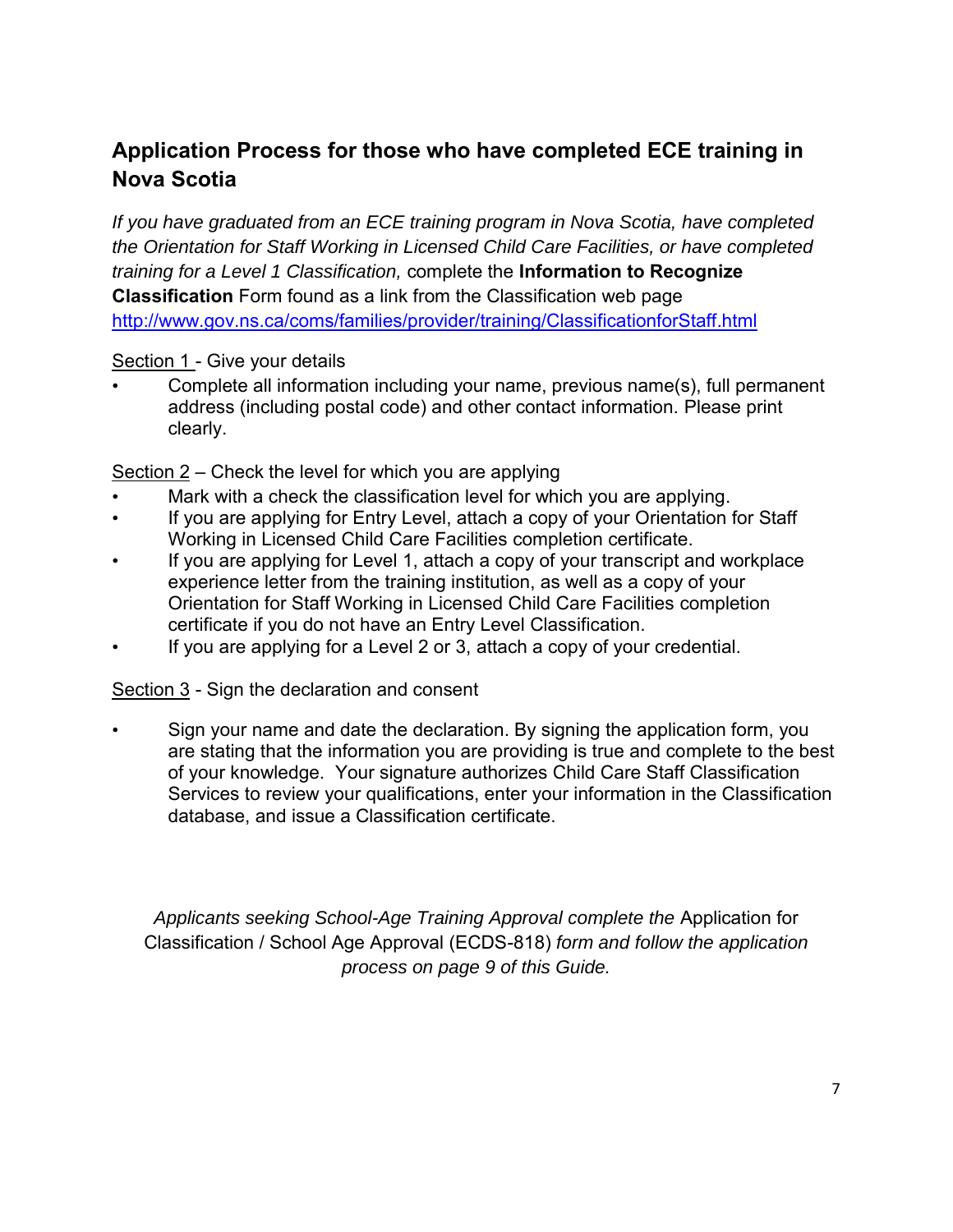## Application Process for those who have completed ECE training in Nova Scotia

*If you have graduated from an ECE training program in Nova Scotia, have completed the Orientation for Staff Working in Licensed Child Care Facilities, or have completed training for a Level 1 Classification,* complete the **Information to Recognize Classification** Form found as a link from the Classification web page http://www.gov.ns.ca/coms/families/provider/training/ClassificationforStaff.html

Section 1 - Give your details

- Complete all information including your name, previous name(s), full permanent address (including postal code) and other contact information. Please print clearly.

Section 2 – Check the level for which you are applying

- Mark with a check the classification level for which you are applying.
- If you are applying for Entry Level, attach a copy of your Orientation for Staff Working in Licensed Child Care Facilities completion certificate.
- If you are applying for Level 1, attach a copy of your transcript and workplace experience letter from the training institution, as well as a copy of your Orientation for Staff Working in Licensed Child Care Facilities completion certificate if you do not have an Entry Level Classification.
- If you are applying for a Level 2 or 3, attach a copy of your credential.

Section 3 - Sign the declaration and consent

- Sign your name and date the declaration. By signing the application form, you are stating that the information you are providing is true and complete to the best of your knowledge. Your signature authorizes Child Care Staff Classification Services to review your qualifications, enter your information in the Classification database, and issue a Classification certificate.

*Applicants seeking School-Age Training Approval complete the* Application for Classification / School Age Approval (ECDS-818) *form and follow the application process on page 9 of this Guide.*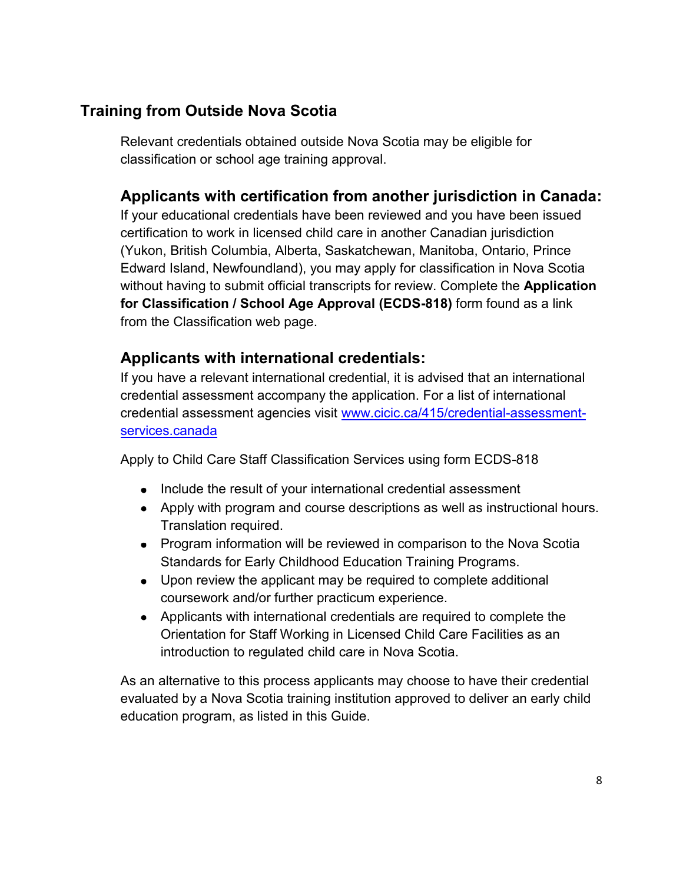## Training from Outside Nova Scotia

Relevant credentials obtained outside Nova Scotia may be eligible for classification or school age training approval.

### Applicants with certification from another jurisdiction in Canada:

If your educational credentials have been reviewed and you have been issued certification to work in licensed child care in another Canadian jurisdiction (Yukon, British Columbia, Alberta, Saskatchewan, Manitoba, Ontario, Prince Edward Island, Newfoundland), you may apply for classification in Nova Scotia without having to submit official transcripts for review. Complete the **Application for Classification / School Age Approval (ECDS-818)** form found as a link from the Classification web page.

### Applicants with international credentials:

If you have a relevant international credential, it is advised that an international credential assessment accompany the application. For a list of international credential assessment agencies visit [www.cicic.ca/415/credential-assessment-services.canada](www.cicic.ca/415/credential-assessment-services.canada)

Apply to Child Care Staff Classification Services using form ECDS-818

- Include the result of your international credential assessment
- Apply with program and course descriptions as well as instructional hours. Translation required.
- Program information will be reviewed in comparison to the Nova Scotia Standards for Early Childhood Education Training Programs.
- Upon review the applicant may be required to complete additional coursework and/or further practicum experience.
- Applicants with international credentials are required to complete the Orientation for Staff Working in Licensed Child Care Facilities as an introduction to regulated child care in Nova Scotia.

As an alternative to this process applicants may choose to have their credential evaluated by a Nova Scotia training institution approved to deliver an early child education program, as listed in this Guide.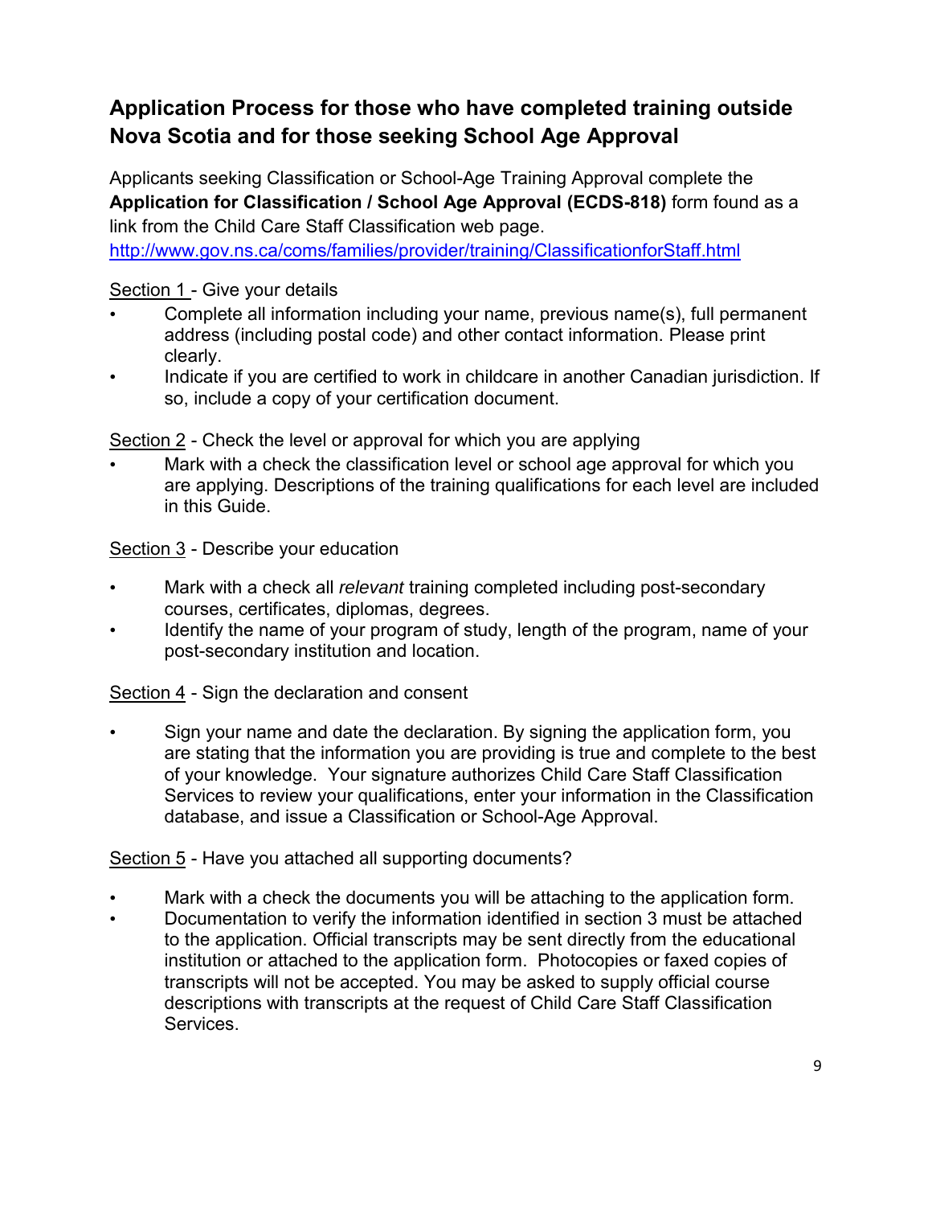## Application Process for those who have completed training outside Nova Scotia and for those seeking School Age Approval

Applicants seeking Classification or School-Age Training Approval complete the **Application for Classification / School Age Approval (ECDS-818)** form found as a link from the Child Care Staff Classification web page.
http://www.gov.ns.ca/coms/families/provider/training/ClassificationforStaff.html

Section 1 - Give your details

- Complete all information including your name, previous name(s), full permanent address (including postal code) and other contact information. Please print clearly.
- Indicate if you are certified to work in childcare in another Canadian jurisdiction. If so, include a copy of your certification document.

Section 2 - Check the level or approval for which you are applying

- Mark with a check the classification level or school age approval for which you are applying. Descriptions of the training qualifications for each level are included in this Guide.

Section 3 - Describe your education

- Mark with a check all *relevant* training completed including post-secondary courses, certificates, diplomas, degrees.
- Identify the name of your program of study, length of the program, name of your post-secondary institution and location.

Section 4 - Sign the declaration and consent

- Sign your name and date the declaration. By signing the application form, you are stating that the information you are providing is true and complete to the best of your knowledge. Your signature authorizes Child Care Staff Classification Services to review your qualifications, enter your information in the Classification database, and issue a Classification or School-Age Approval.

Section 5 - Have you attached all supporting documents?

- Mark with a check the documents you will be attaching to the application form.
- Documentation to verify the information identified in section 3 must be attached to the application. Official transcripts may be sent directly from the educational institution or attached to the application form. Photocopies or faxed copies of transcripts will not be accepted. You may be asked to supply official course descriptions with transcripts at the request of Child Care Staff Classification Services.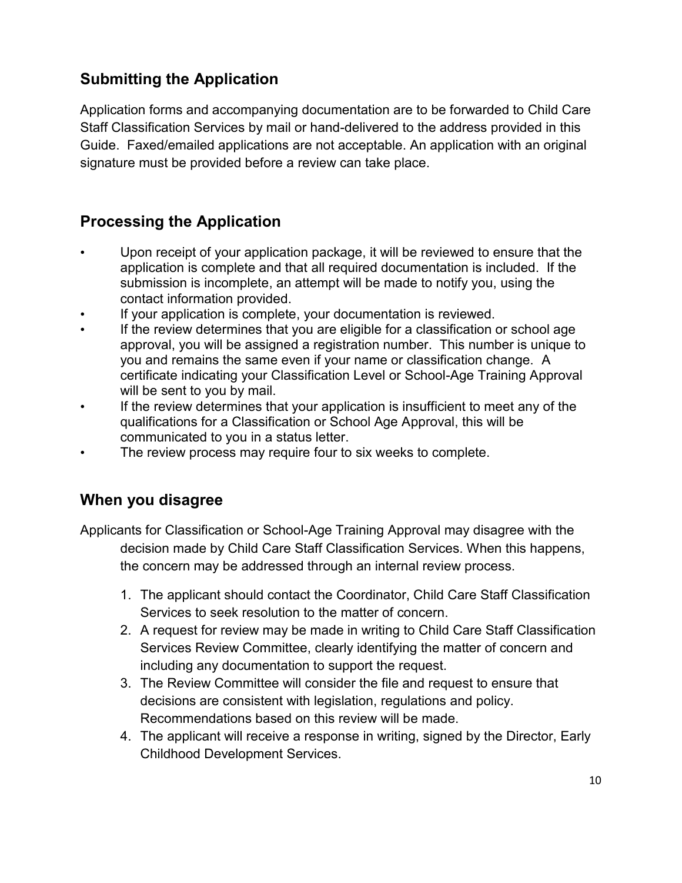## Submitting the Application

Application forms and accompanying documentation are to be forwarded to Child Care Staff Classification Services by mail or hand-delivered to the address provided in this Guide. Faxed/emailed applications are not acceptable. An application with an original signature must be provided before a review can take place.

## Processing the Application

- Upon receipt of your application package, it will be reviewed to ensure that the application is complete and that all required documentation is included. If the submission is incomplete, an attempt will be made to notify you, using the contact information provided.
- If your application is complete, your documentation is reviewed.
- If the review determines that you are eligible for a classification or school age approval, you will be assigned a registration number. This number is unique to you and remains the same even if your name or classification change. A certificate indicating your Classification Level or School-Age Training Approval will be sent to you by mail.
- If the review determines that your application is insufficient to meet any of the qualifications for a Classification or School Age Approval, this will be communicated to you in a status letter.
- The review process may require four to six weeks to complete.

## When you disagree

Applicants for Classification or School-Age Training Approval may disagree with the decision made by Child Care Staff Classification Services. When this happens, the concern may be addressed through an internal review process.

1. The applicant should contact the Coordinator, Child Care Staff Classification Services to seek resolution to the matter of concern.
2. A request for review may be made in writing to Child Care Staff Classification Services Review Committee, clearly identifying the matter of concern and including any documentation to support the request.
3. The Review Committee will consider the file and request to ensure that decisions are consistent with legislation, regulations and policy. Recommendations based on this review will be made.
4. The applicant will receive a response in writing, signed by the Director, Early Childhood Development Services.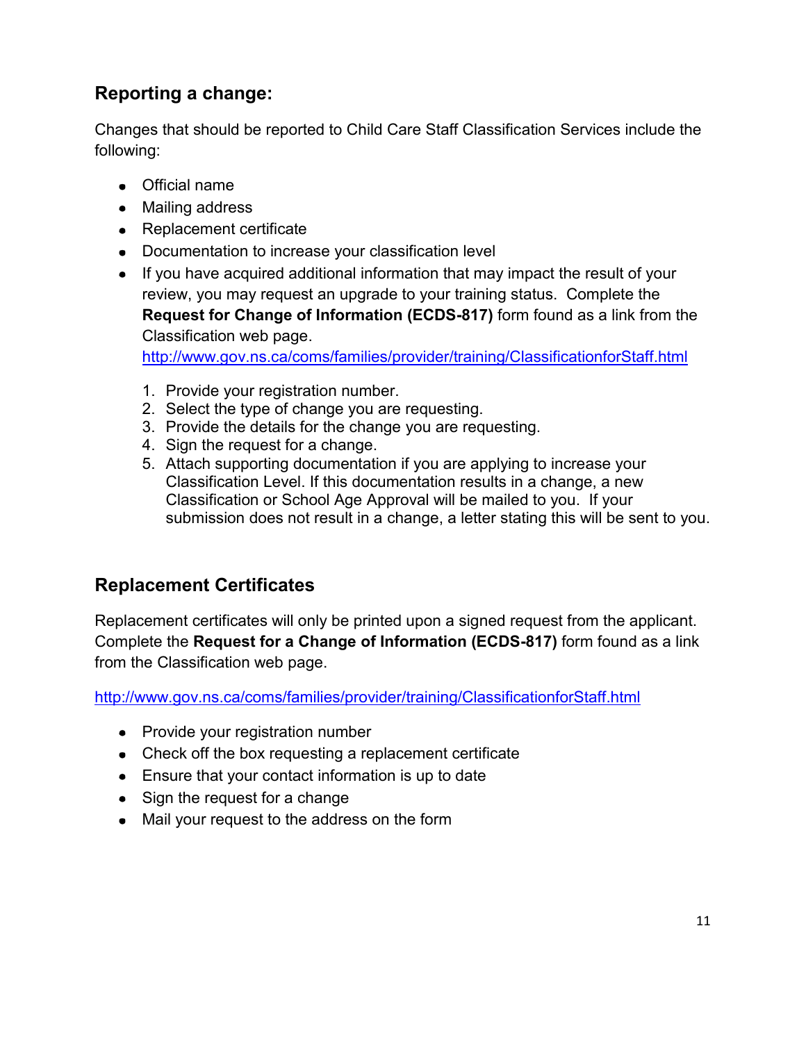## Reporting a change:

Changes that should be reported to Child Care Staff Classification Services include the following:

- Official name
- Mailing address
- Replacement certificate
- Documentation to increase your classification level
- If you have acquired additional information that may impact the result of your review, you may request an upgrade to your training status. Complete the **Request for Change of Information (ECDS-817)** form found as a link from the Classification web page. [http://www.gov.ns.ca/coms/families/provider/training/ClassificationforStaff.html](http://www.gov.ns.ca/coms/families/provider/training/ClassificationforStaff.html)

  1. Provide your registration number.
  2. Select the type of change you are requesting.
  3. Provide the details for the change you are requesting.
  4. Sign the request for a change.
  5. Attach supporting documentation if you are applying to increase your Classification Level. If this documentation results in a change, a new Classification or School Age Approval will be mailed to you. If your submission does not result in a change, a letter stating this will be sent to you.

## Replacement Certificates

Replacement certificates will only be printed upon a signed request from the applicant. Complete the **Request for a Change of Information (ECDS-817)** form found as a link from the Classification web page.

[http://www.gov.ns.ca/coms/families/provider/training/ClassificationforStaff.html](http://www.gov.ns.ca/coms/families/provider/training/ClassificationforStaff.html)

- Provide your registration number
- Check off the box requesting a replacement certificate
- Ensure that your contact information is up to date
- Sign the request for a change
- Mail your request to the address on the form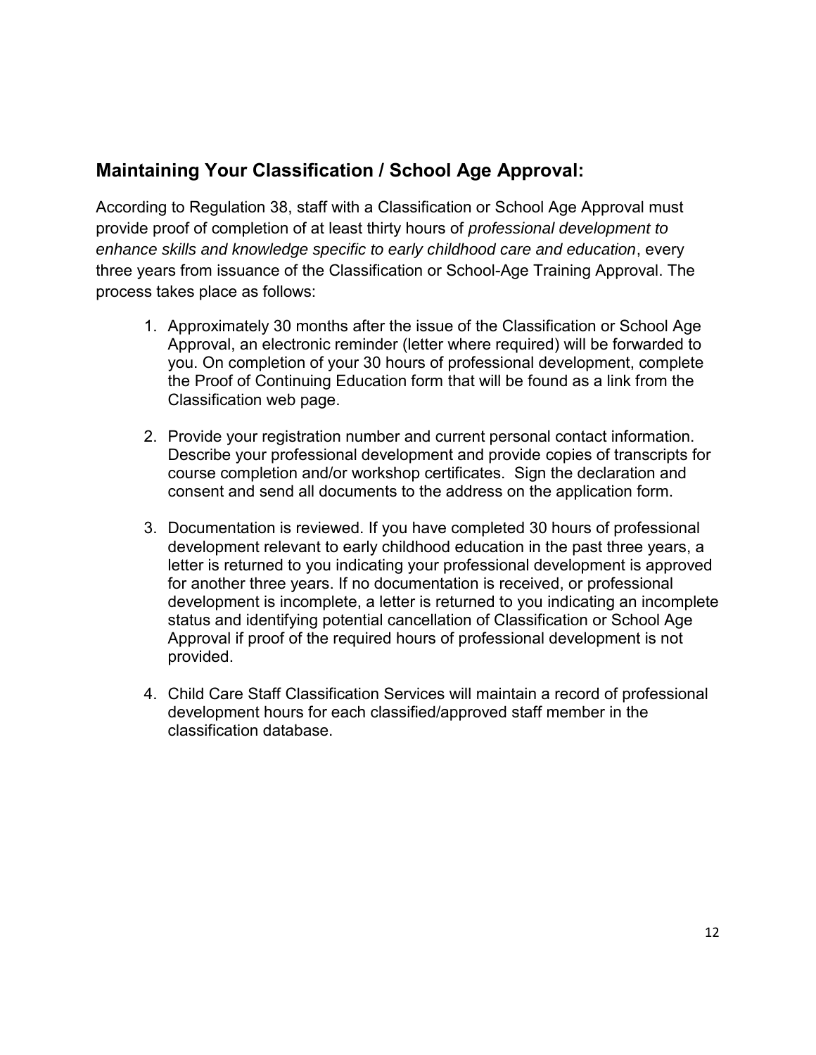## Maintaining Your Classification / School Age Approval:

According to Regulation 38, staff with a Classification or School Age Approval must provide proof of completion of at least thirty hours of *professional development to enhance skills and knowledge specific to early childhood care and education*, every three years from issuance of the Classification or School-Age Training Approval. The process takes place as follows:

1. Approximately 30 months after the issue of the Classification or School Age Approval, an electronic reminder (letter where required) will be forwarded to you. On completion of your 30 hours of professional development, complete the Proof of Continuing Education form that will be found as a link from the Classification web page.

2. Provide your registration number and current personal contact information. Describe your professional development and provide copies of transcripts for course completion and/or workshop certificates. Sign the declaration and consent and send all documents to the address on the application form.

3. Documentation is reviewed. If you have completed 30 hours of professional development relevant to early childhood education in the past three years, a letter is returned to you indicating your professional development is approved for another three years. If no documentation is received, or professional development is incomplete, a letter is returned to you indicating an incomplete status and identifying potential cancellation of Classification or School Age Approval if proof of the required hours of professional development is not provided.

4. Child Care Staff Classification Services will maintain a record of professional development hours for each classified/approved staff member in the classification database.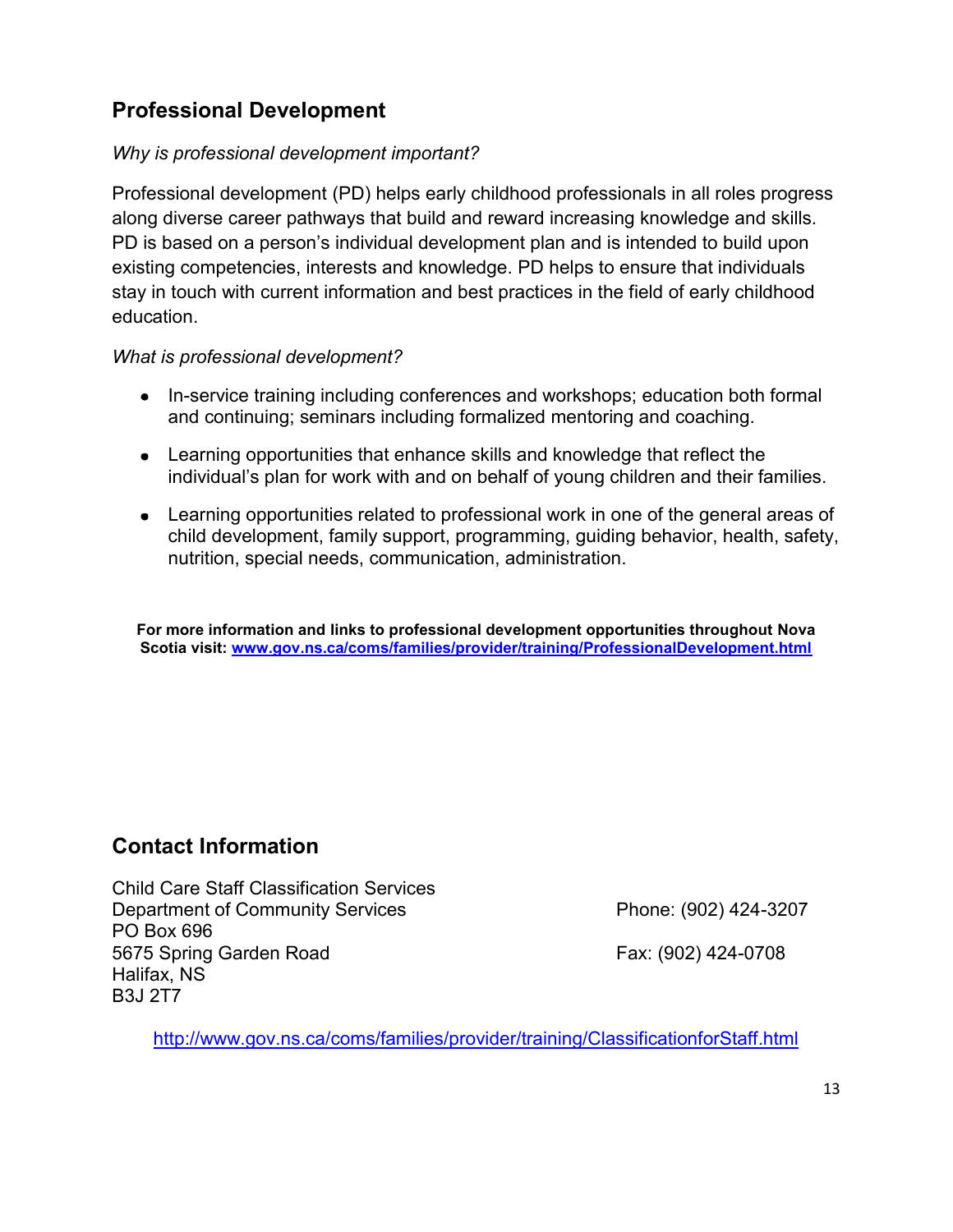## Professional Development

*Why is professional development important?*

Professional development (PD) helps early childhood professionals in all roles progress along diverse career pathways that build and reward increasing knowledge and skills. PD is based on a person's individual development plan and is intended to build upon existing competencies, interests and knowledge. PD helps to ensure that individuals stay in touch with current information and best practices in the field of early childhood education.

*What is professional development?*

- In-service training including conferences and workshops; education both formal and continuing; seminars including formalized mentoring and coaching.
- Learning opportunities that enhance skills and knowledge that reflect the individual's plan for work with and on behalf of young children and their families.
- Learning opportunities related to professional work in one of the general areas of child development, family support, programming, guiding behavior, health, safety, nutrition, special needs, communication, administration.

**For more information and links to professional development opportunities throughout Nova Scotia visit: [www.gov.ns.ca/coms/families/provider/training/ProfessionalDevelopment.html](http://www.gov.ns.ca/coms/families/provider/training/ProfessionalDevelopment.html)**

## Contact Information

Child Care Staff Classification Services
Department of Community Services
PO Box 696
5675 Spring Garden Road
Halifax, NS
B3J 2T7

Phone: (902) 424-3207

Fax: (902) 424-0708

http://www.gov.ns.ca/coms/families/provider/training/ClassificationforStaff.html